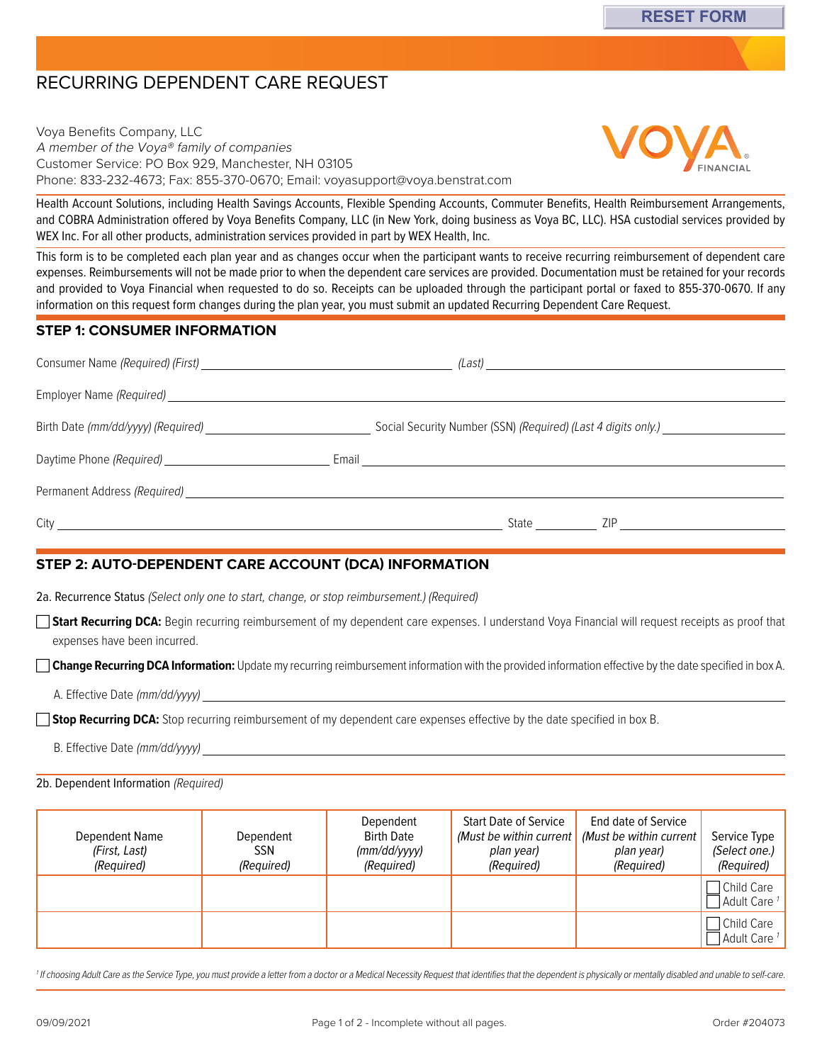# RECURRING DEPENDENT CARE REQUEST

Voya Benefits Company, LLC
*A member of the Voya® family of companies*
Customer Service: PO Box 929, Manchester, NH 03105
Phone: 833-232-4673; Fax: 855-370-0670; Email: voyasupport@voya.benstrat.com

Health Account Solutions, including Health Savings Accounts, Flexible Spending Accounts, Commuter Benefits, Health Reimbursement Arrangements, and COBRA Administration offered by Voya Benefits Company, LLC (in New York, doing business as Voya BC, LLC). HSA custodial services provided by WEX Inc. For all other products, administration services provided in part by WEX Health, Inc.

This form is to be completed each plan year and as changes occur when the participant wants to receive recurring reimbursement of dependent care expenses. Reimbursements will not be made prior to when the dependent care services are provided. Documentation must be retained for your records and provided to Voya Financial when requested to do so. Receipts can be uploaded through the participant portal or faxed to 855-370-0670. If any information on this request form changes during the plan year, you must submit an updated Recurring Dependent Care Request.

## STEP 1: CONSUMER INFORMATION

Consumer Name *(Required) (First)* ____________________ *(Last)* ____________________

Employer Name *(Required)* ____________________

Birth Date *(mm/dd/yyyy) (Required)* ____________________ Social Security Number (SSN) *(Required) (Last 4 digits only.)* ____________________

Daytime Phone *(Required)* ____________________ Email ____________________

Permanent Address *(Required)* ____________________

City ____________________ State __________ ZIP ____________________

## STEP 2: AUTO-DEPENDENT CARE ACCOUNT (DCA) INFORMATION

2a. Recurrence Status *(Select only one to start, change, or stop reimbursement.) (Required)*

☐ **Start Recurring DCA:** Begin recurring reimbursement of my dependent care expenses. I understand Voya Financial will request receipts as proof that expenses have been incurred.

☐ **Change Recurring DCA Information:** Update my recurring reimbursement information with the provided information effective by the date specified in box A.

A. Effective Date *(mm/dd/yyyy)* ____________________

☐ **Stop Recurring DCA:** Stop recurring reimbursement of my dependent care expenses effective by the date specified in box B.

B. Effective Date *(mm/dd/yyyy)* ____________________

2b. Dependent Information *(Required)*

| Dependent Name *(First, Last)* *(Required)* | Dependent SSN *(Required)* | Dependent Birth Date *(mm/dd/yyyy)* *(Required)* | Start Date of Service *(Must be within current plan year)* *(Required)* | End date of Service *(Must be within current plan year)* *(Required)* | Service Type *(Select one.)* *(Required)* |
|---|---|---|---|---|---|
| | | | | | ☐ Child Care ☐ Adult Care [1] |
| | | | | | ☐ Child Care ☐ Adult Care [1] |

[1] *If choosing Adult Care as the Service Type, you must provide a letter from a doctor or a Medical Necessity Request that identifies that the dependent is physically or mentally disabled and unable to self-care.*

09/09/2021 Order #204073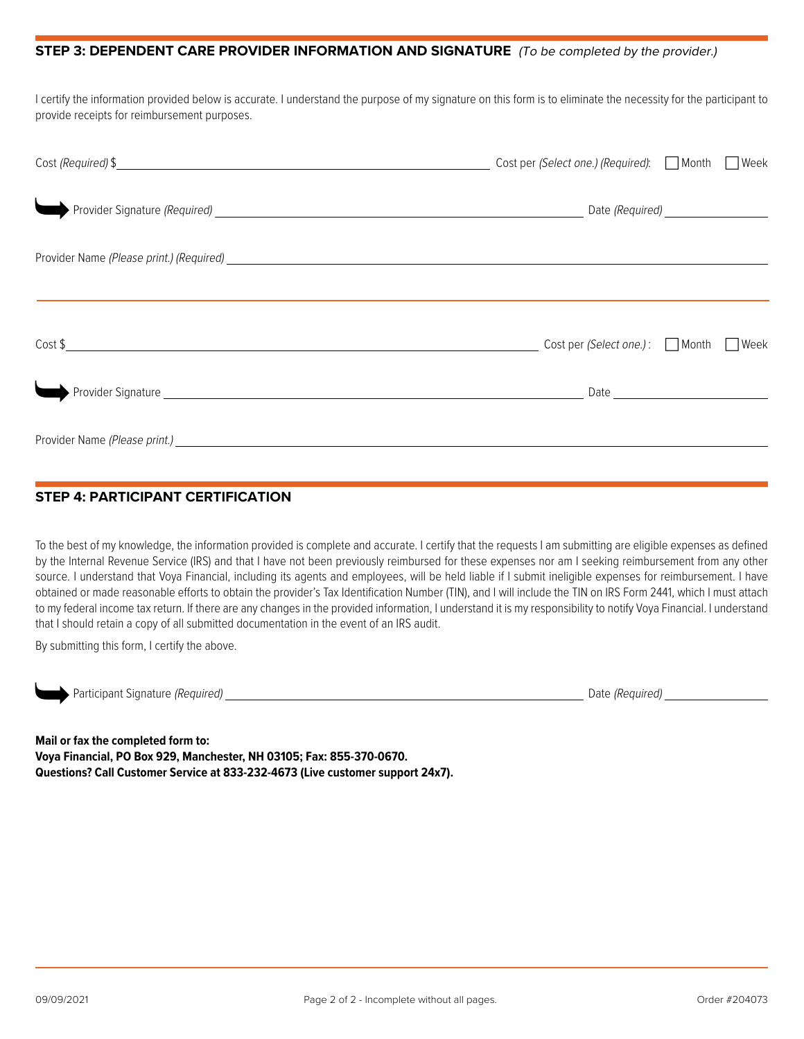## STEP 3: DEPENDENT CARE PROVIDER INFORMATION AND SIGNATURE *(To be completed by the provider.)*

I certify the information provided below is accurate. I understand the purpose of my signature on this form is to eliminate the necessity for the participant to provide receipts for reimbursement purposes.

Cost *(Required)* $ ____________________ Cost per *(Select one.) (Required)*: ☐ Month ☐ Week

Provider Signature *(Required)* ____________________ Date *(Required)* ____________________

Provider Name *(Please print.) (Required)* ____________________

---

Cost $ ____________________ Cost per *(Select one.)*: ☐ Month ☐ Week

Provider Signature ____________________ Date ____________________

Provider Name *(Please print.)* ____________________

## STEP 4: PARTICIPANT CERTIFICATION

To the best of my knowledge, the information provided is complete and accurate. I certify that the requests I am submitting are eligible expenses as defined by the Internal Revenue Service (IRS) and that I have not been previously reimbursed for these expenses nor am I seeking reimbursement from any other source. I understand that Voya Financial, including its agents and employees, will be held liable if I submit ineligible expenses for reimbursement. I have obtained or made reasonable efforts to obtain the provider's Tax Identification Number (TIN), and I will include the TIN on IRS Form 2441, which I must attach to my federal income tax return. If there are any changes in the provided information, I understand it is my responsibility to notify Voya Financial. I understand that I should retain a copy of all submitted documentation in the event of an IRS audit.

By submitting this form, I certify the above.

Participant Signature *(Required)* ____________________ Date *(Required)* ____________________

**Mail or fax the completed form to:**
**Voya Financial, PO Box 929, Manchester, NH 03105; Fax: 855-370-0670.**
**Questions? Call Customer Service at 833-232-4673 (Live customer support 24x7).**

09/09/2021 Order #204073